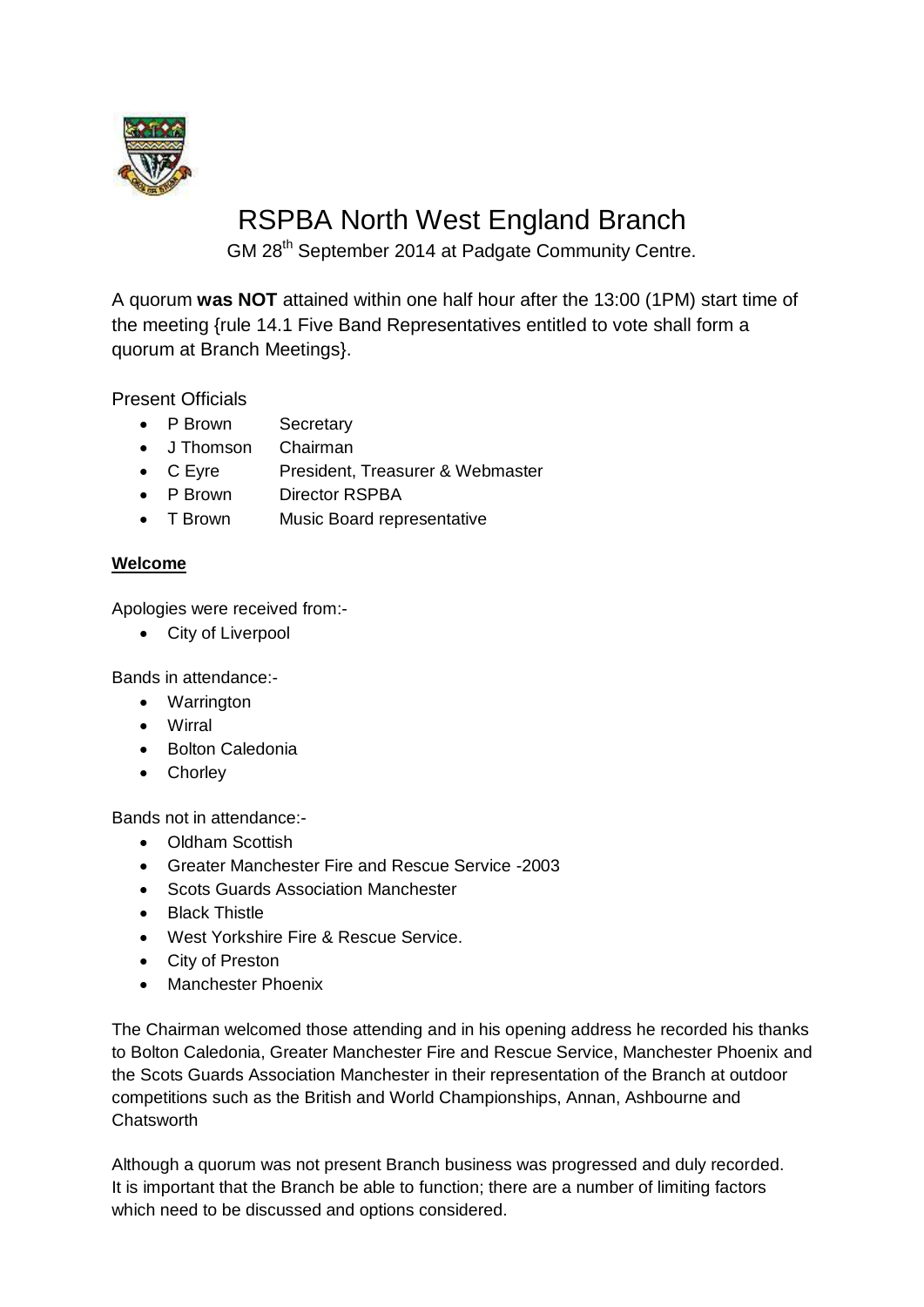# RSPBA North West England Branch

GM 28th September 2014 at Padgate Community Centre.

A quorum **was NOT** attained within one half hour after the 13:00 (1PM) start time of the meeting {rule 14.1 Five Band Representatives entitled to vote shall form a quorum at Branch Meetings}.

Present Officials

- P Brown Secretary
- J Thomson Chairman
- C Eyre President, Treasurer & Webmaster
- P Brown Director RSPBA
- T Brown Music Board representative

**Welcome**

Apologies were received from:-

- City of Liverpool

Bands in attendance:-

- Warrington
- Wirral
- Bolton Caledonia
- Chorley

Bands not in attendance:-

- Oldham Scottish
- Greater Manchester Fire and Rescue Service -2003
- Scots Guards Association Manchester
- Black Thistle
- West Yorkshire Fire & Rescue Service.
- City of Preston
- Manchester Phoenix

The Chairman welcomed those attending and in his opening address he recorded his thanks to Bolton Caledonia, Greater Manchester Fire and Rescue Service, Manchester Phoenix and the Scots Guards Association Manchester in their representation of the Branch at outdoor competitions such as the British and World Championships, Annan, Ashbourne and Chatsworth

Although a quorum was not present Branch business was progressed and duly recorded. It is important that the Branch be able to function; there are a number of limiting factors which need to be discussed and options considered.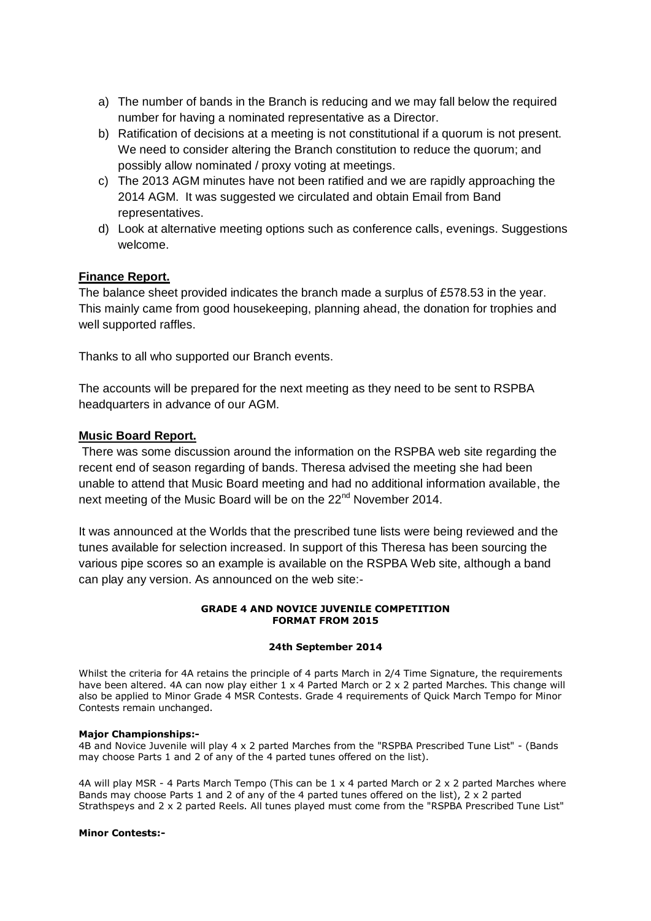a) The number of bands in the Branch is reducing and we may fall below the required number for having a nominated representative as a Director.
b) Ratification of decisions at a meeting is not constitutional if a quorum is not present. We need to consider altering the Branch constitution to reduce the quorum; and possibly allow nominated / proxy voting at meetings.
c) The 2013 AGM minutes have not been ratified and we are rapidly approaching the 2014 AGM. It was suggested we circulated and obtain Email from Band representatives.
d) Look at alternative meeting options such as conference calls, evenings. Suggestions welcome.

**Finance Report.**

The balance sheet provided indicates the branch made a surplus of £578.53 in the year. This mainly came from good housekeeping, planning ahead, the donation for trophies and well supported raffles.

Thanks to all who supported our Branch events.

The accounts will be prepared for the next meeting as they need to be sent to RSPBA headquarters in advance of our AGM.

**Music Board Report.**

There was some discussion around the information on the RSPBA web site regarding the recent end of season regarding of bands. Theresa advised the meeting she had been unable to attend that Music Board meeting and had no additional information available, the next meeting of the Music Board will be on the 22nd November 2014.

It was announced at the Worlds that the prescribed tune lists were being reviewed and the tunes available for selection increased. In support of this Theresa has been sourcing the various pipe scores so an example is available on the RSPBA Web site, although a band can play any version. As announced on the web site:-

**GRADE 4 AND NOVICE JUVENILE COMPETITION FORMAT FROM 2015**

**24th September 2014**

Whilst the criteria for 4A retains the principle of 4 parts March in 2/4 Time Signature, the requirements have been altered. 4A can now play either 1 x 4 Parted March or 2 x 2 parted Marches. This change will also be applied to Minor Grade 4 MSR Contests. Grade 4 requirements of Quick March Tempo for Minor Contests remain unchanged.

**Major Championships:-**

4B and Novice Juvenile will play 4 x 2 parted Marches from the "RSPBA Prescribed Tune List" - (Bands may choose Parts 1 and 2 of any of the 4 parted tunes offered on the list).

4A will play MSR - 4 Parts March Tempo (This can be 1 x 4 parted March or 2 x 2 parted Marches where Bands may choose Parts 1 and 2 of any of the 4 parted tunes offered on the list), 2 x 2 parted Strathspeys and 2 x 2 parted Reels. All tunes played must come from the "RSPBA Prescribed Tune List"

**Minor Contests:-**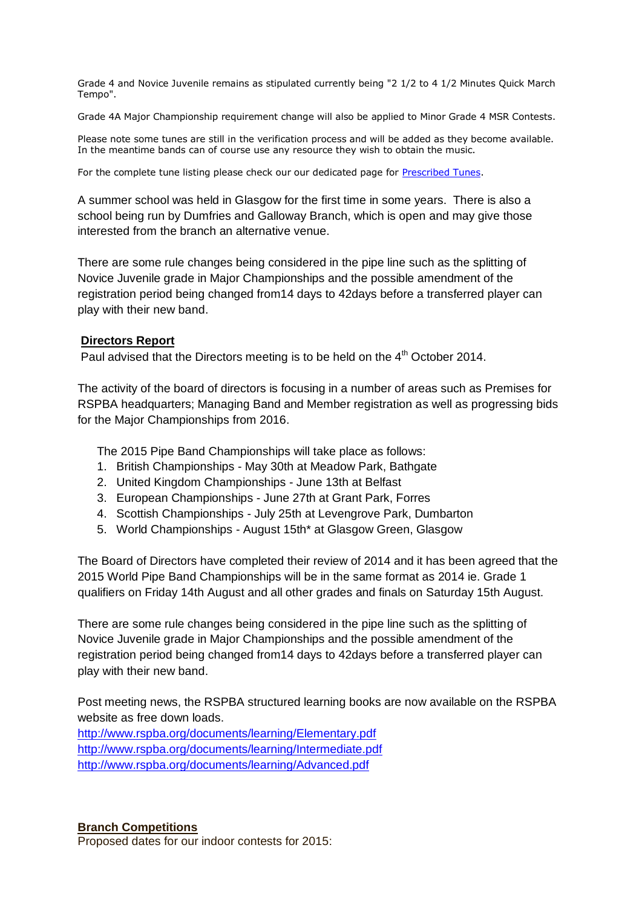Grade 4 and Novice Juvenile remains as stipulated currently being "2 1/2 to 4 1/2 Minutes Quick March Tempo".

Grade 4A Major Championship requirement change will also be applied to Minor Grade 4 MSR Contests.

Please note some tunes are still in the verification process and will be added as they become available. In the meantime bands can of course use any resource they wish to obtain the music.

For the complete tune listing please check our our dedicated page for [Prescribed Tunes](Prescribed Tunes).

A summer school was held in Glasgow for the first time in some years. There is also a school being run by Dumfries and Galloway Branch, which is open and may give those interested from the branch an alternative venue.

There are some rule changes being considered in the pipe line such as the splitting of Novice Juvenile grade in Major Championships and the possible amendment of the registration period being changed from14 days to 42days before a transferred player can play with their new band.

**Directors Report**

Paul advised that the Directors meeting is to be held on the 4th October 2014.

The activity of the board of directors is focusing in a number of areas such as Premises for RSPBA headquarters; Managing Band and Member registration as well as progressing bids for the Major Championships from 2016.

The 2015 Pipe Band Championships will take place as follows:

1. British Championships - May 30th at Meadow Park, Bathgate
2. United Kingdom Championships - June 13th at Belfast
3. European Championships - June 27th at Grant Park, Forres
4. Scottish Championships - July 25th at Levengrove Park, Dumbarton
5. World Championships - August 15th* at Glasgow Green, Glasgow

The Board of Directors have completed their review of 2014 and it has been agreed that the 2015 World Pipe Band Championships will be in the same format as 2014 ie. Grade 1 qualifiers on Friday 14th August and all other grades and finals on Saturday 15th August.

There are some rule changes being considered in the pipe line such as the splitting of Novice Juvenile grade in Major Championships and the possible amendment of the registration period being changed from14 days to 42days before a transferred player can play with their new band.

Post meeting news, the RSPBA structured learning books are now available on the RSPBA website as free down loads.
http://www.rspba.org/documents/learning/Elementary.pdf
http://www.rspba.org/documents/learning/Intermediate.pdf
http://www.rspba.org/documents/learning/Advanced.pdf

**Branch Competitions**

Proposed dates for our indoor contests for 2015: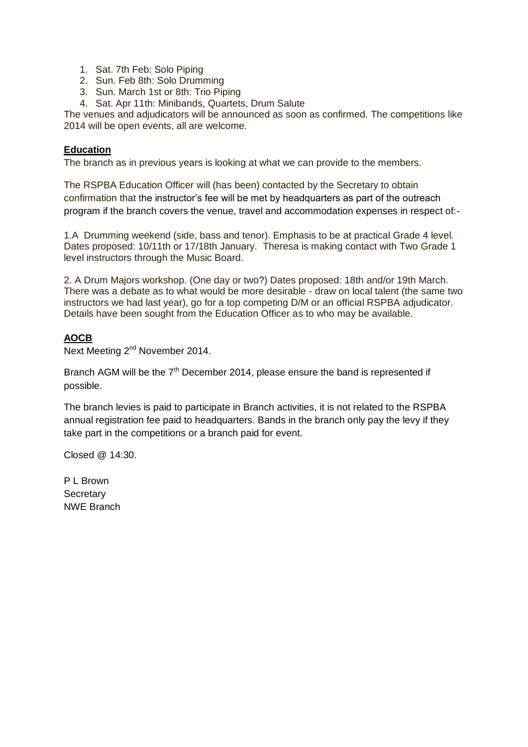1. Sat. 7th Feb: Solo Piping
2. Sun. Feb 8th: Solo Drumming
3. Sun. March 1st or 8th: Trio Piping
4. Sat. Apr 11th: Minibands, Quartets, Drum Salute

The venues and adjudicators will be announced as soon as confirmed. The competitions like 2014 will be open events, all are welcome.

**Education**

The branch as in previous years is looking at what we can provide to the members.

The RSPBA Education Officer will (has been) contacted by the Secretary to obtain confirmation that the instructor's fee will be met by headquarters as part of the outreach program if the branch covers the venue, travel and accommodation expenses in respect of:-

1.A Drumming weekend (side, bass and tenor). Emphasis to be at practical Grade 4 level. Dates proposed: 10/11th or 17/18th January. Theresa is making contact with Two Grade 1 level instructors through the Music Board.

2. A Drum Majors workshop. (One day or two?) Dates proposed: 18th and/or 19th March. There was a debate as to what would be more desirable - draw on local talent (the same two instructors we had last year), go for a top competing D/M or an official RSPBA adjudicator. Details have been sought from the Education Officer as to who may be available.

**AOCB**

Next Meeting 2nd November 2014.

Branch AGM will be the 7th December 2014, please ensure the band is represented if possible.

The branch levies is paid to participate in Branch activities, it is not related to the RSPBA annual registration fee paid to headquarters. Bands in the branch only pay the levy if they take part in the competitions or a branch paid for event.

Closed @ 14:30.

P L Brown
Secretary
NWE Branch